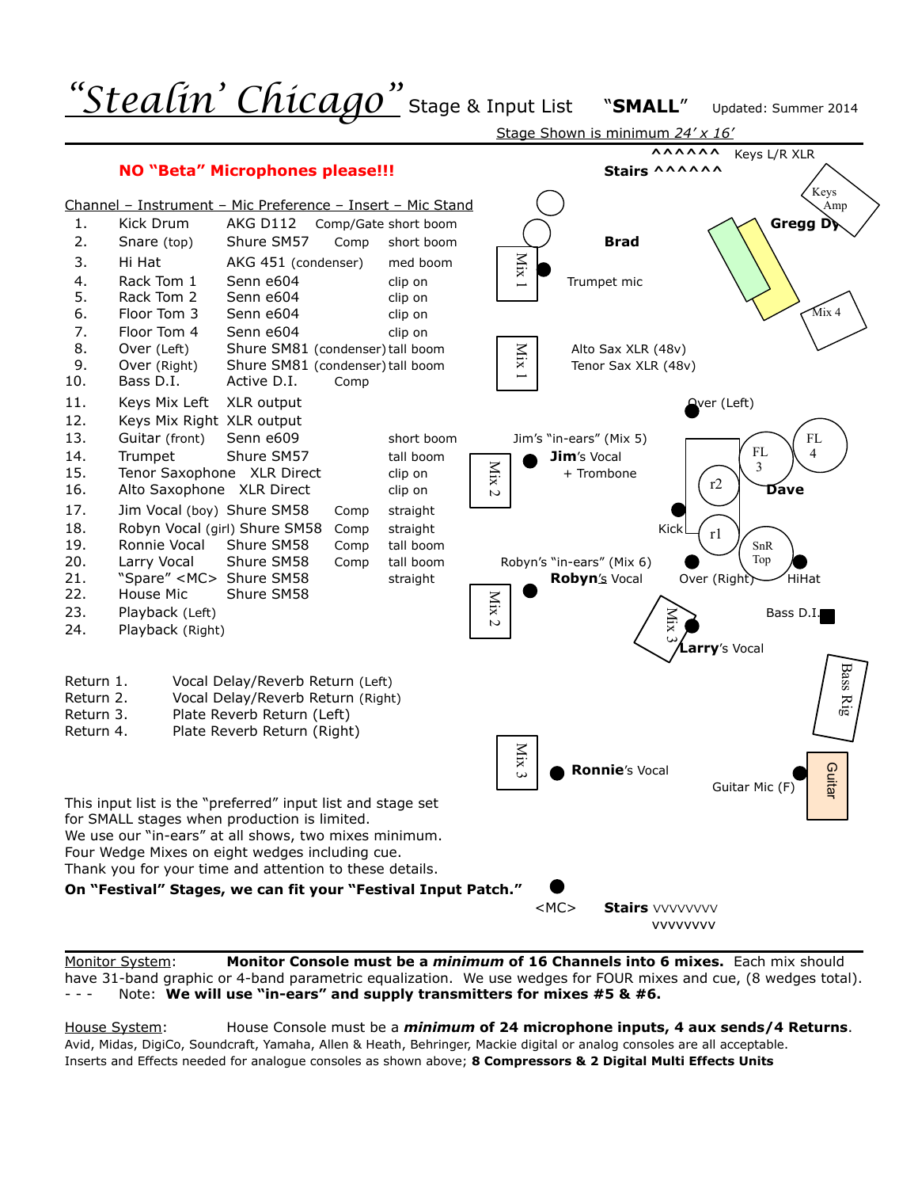# "Stealin' Chicago" Stage & Input List "SMALL" Updated: Summer 2014

Stage Shown is minimum *24' x 16'*

**NO "Beta" Microphones please!!!**

| Channel | Instrument | Mic Preference | Insert | Mic Stand |
|---|---|---|---|---|
| 1. | Kick Drum | AKG D112 | Comp/Gate | short boom |
| 2. | Snare (top) | Shure SM57 | Comp | short boom |
| 3. | Hi Hat | AKG 451 (condenser) | | med boom |
| 4. | Rack Tom 1 | Senn e604 | | clip on |
| 5. | Rack Tom 2 | Senn e604 | | clip on |
| 6. | Floor Tom 3 | Senn e604 | | clip on |
| 7. | Floor Tom 4 | Senn e604 | | clip on |
| 8. | Over (Left) | Shure SM81 (condenser) | | tall boom |
| 9. | Over (Right) | Shure SM81 (condenser) | | tall boom |
| 10. | Bass D.I. | Active D.I. | Comp | |
| 11. | Keys Mix Left | XLR output | | |
| 12. | Keys Mix Right | XLR output | | |
| 13. | Guitar (front) | Senn e609 | | short boom |
| 14. | Trumpet | Shure SM57 | | tall boom |
| 15. | Tenor Saxophone | XLR Direct | | clip on |
| 16. | Alto Saxophone | XLR Direct | | clip on |
| 17. | Jim Vocal (boy) | Shure SM58 | Comp | straight |
| 18. | Robyn Vocal (girl) | Shure SM58 | Comp | straight |
| 19. | Ronnie Vocal | Shure SM58 | Comp | tall boom |
| 20. | Larry Vocal | Shure SM58 | Comp | tall boom |
| 21. | "Spare" <MC> | Shure SM58 | | straight |
| 22. | House Mic | Shure SM58 | | |
| 23. | Playback (Left) | | | |
| 24. | Playback (Right) | | | |

| Return | |
|---|---|
| Return 1. | Vocal Delay/Reverb Return (Left) |
| Return 2. | Vocal Delay/Reverb Return (Right) |
| Return 3. | Plate Reverb Return (Left) |
| Return 4. | Plate Reverb Return (Right) |

Stage plot labels: Stairs ^^^^^^ — Keys L/R XLR — Keys Amp — Gregg Dy — Mix 4 — Brad — Mix 1 — Trumpet mic — Mix 1 — Alto Sax XLR (48v) — Tenor Sax XLR (48v) — Over (Left) — Jim's "in-ears" (Mix 5) — **Jim**'s Vocal + Trombone — Mix 2 — FL 3 — FL 4 — r2 — **Dave** — Kick — r1 — SnR Top — HiHat — Robyn's "in-ears" (Mix 6) — **Robyn**'s Vocal — Over (Right) — Mix 2 — Bass D.I. — Mix 3 — **Larry**'s Vocal — Bass Rig — Mix 3 — **Ronnie**'s Vocal — Guitar Mic (F) — Guitar — <MC> — **Stairs** vvvvvvvv vvvvvvvv

This input list is the "preferred" input list and stage set for SMALL stages when production is limited.
We use our "in-ears" at all shows, two mixes minimum.
Four Wedge Mixes on eight wedges including cue.
Thank you for your time and attention to these details.
**On "Festival" Stages, we can fit your "Festival Input Patch."**

Monitor System: **Monitor Console must be a *minimum* of 16 Channels into 6 mixes.** Each mix should have 31-band graphic or 4-band parametric equalization. We use wedges for FOUR mixes and cue, (8 wedges total).
- - - Note: **We will use "in-ears" and supply transmitters for mixes #5 & #6.**

House System: **House Console must be a *minimum* of 24 microphone inputs, 4 aux sends/4 Returns**.
Avid, Midas, DigiCo, Soundcraft, Yamaha, Allen & Heath, Behringer, Mackie digital or analog consoles are all acceptable.
Inserts and Effects needed for analogue consoles as shown above; **8 Compressors & 2 Digital Multi Effects Units**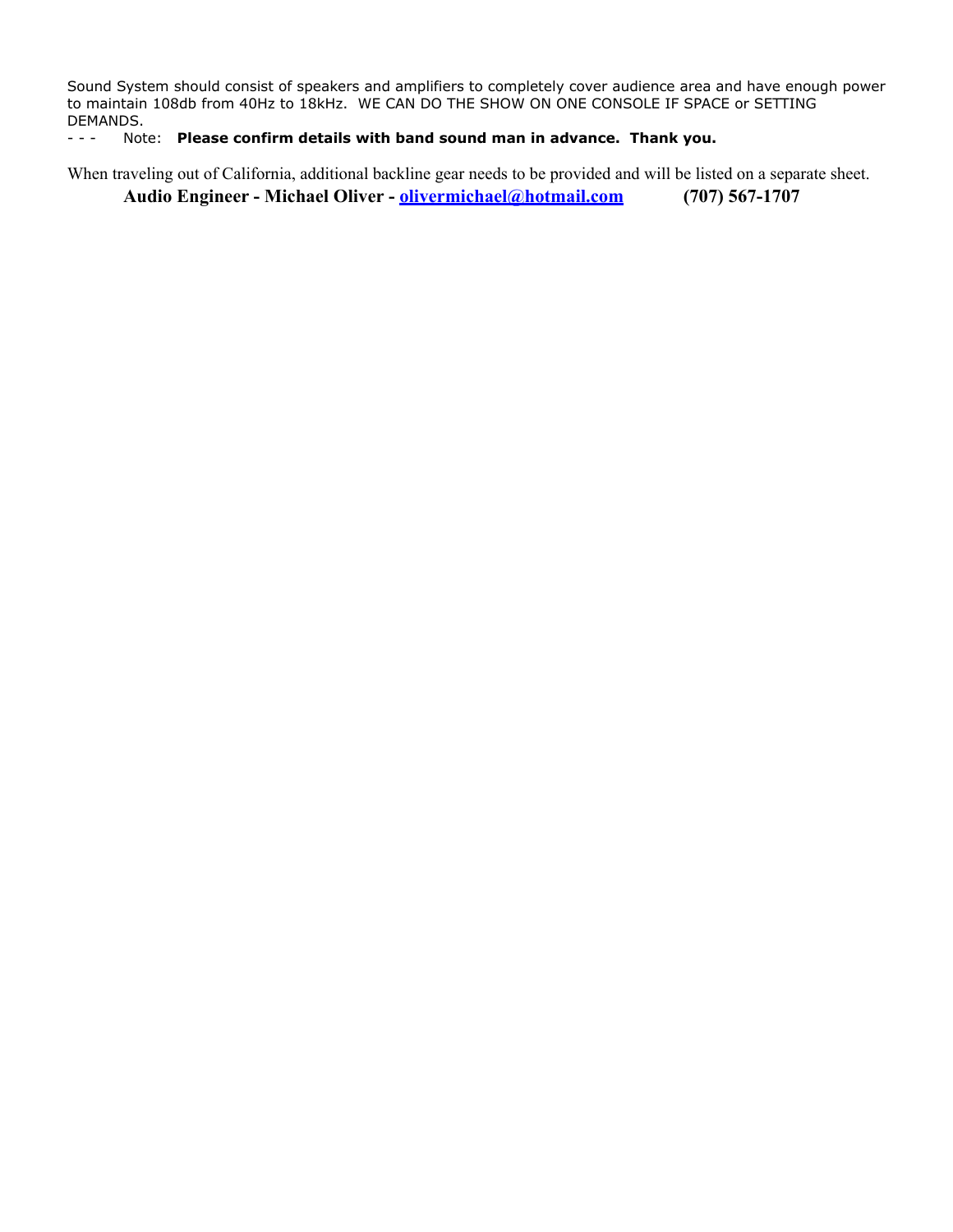Sound System should consist of speakers and amplifiers to completely cover audience area and have enough power to maintain 108db from 40Hz to 18kHz. WE CAN DO THE SHOW ON ONE CONSOLE IF SPACE or SETTING DEMANDS.

- - - Note: **Please confirm details with band sound man in advance. Thank you.**

When traveling out of California, additional backline gear needs to be provided and will be listed on a separate sheet.

**Audio Engineer - Michael Oliver - [olivermichael@hotmail.com](mailto:olivermichael@hotmail.com) (707) 567-1707**